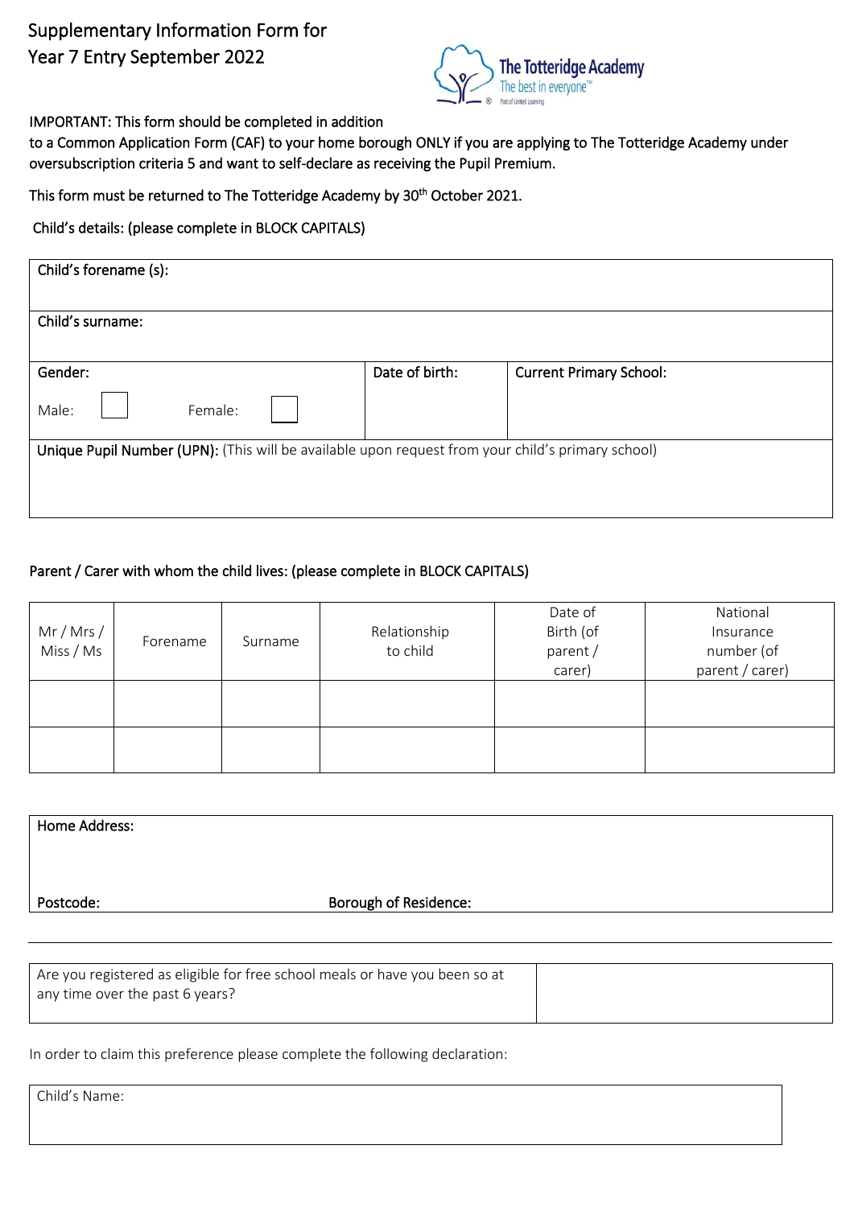# Supplementary Information Form for Year 7 Entry September 2022

The Totteridge Academy
The best in everyone™
Part of United Learning

IMPORTANT: This form should be completed in addition to a Common Application Form (CAF) to your home borough ONLY if you are applying to The Totteridge Academy under oversubscription criteria 5 and want to self-declare as receiving the Pupil Premium.

This form must be returned to The Totteridge Academy by 30th October 2021.

Child's details: (please complete in BLOCK CAPITALS)

| Child's forename (s): | | |
|---|---|---|
| Child's surname: | | |
| Gender: Male: ☐ Female: ☐ | Date of birth: | Current Primary School: |
| **Unique Pupil Number (UPN):** (This will be available upon request from your child's primary school) | | |

Parent / Carer with whom the child lives: (please complete in BLOCK CAPITALS)

| Mr / Mrs / Miss / Ms | Forename | Surname | Relationship to child | Date of Birth (of parent / carer) | National Insurance number (of parent / carer) |
|---|---|---|---|---|---|
| | | | | | |
| | | | | | |

| Home Address: | |
|---|---|
| Postcode: | Borough of Residence: |

| Are you registered as eligible for free school meals or have you been so at any time over the past 6 years? | |
|---|---|

In order to claim this preference please complete the following declaration:

| Child's Name: |
|---|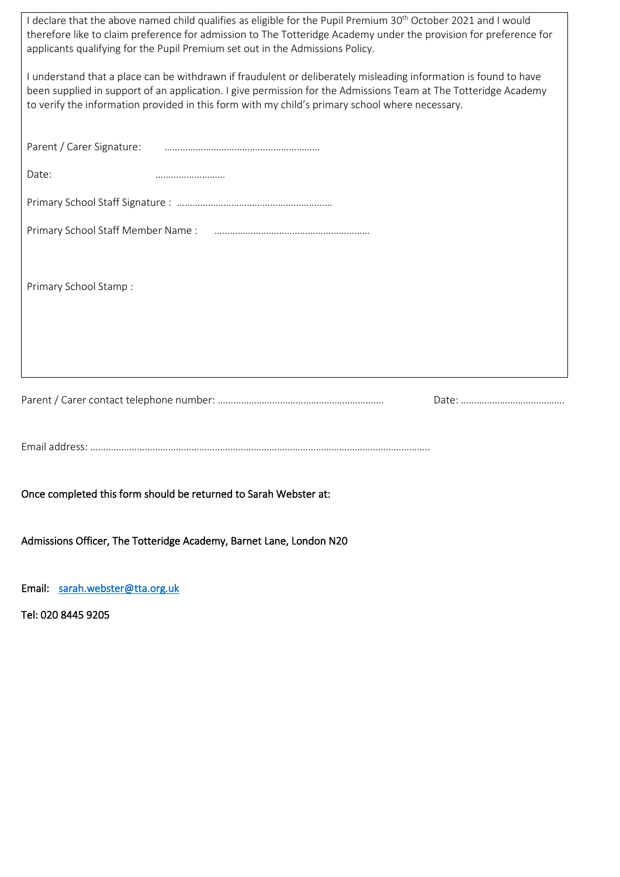I declare that the above named child qualifies as eligible for the Pupil Premium 30th October 2021 and I would therefore like to claim preference for admission to The Totteridge Academy under the provision for preference for applicants qualifying for the Pupil Premium set out in the Admissions Policy.

I understand that a place can be withdrawn if fraudulent or deliberately misleading information is found to have been supplied in support of an application. I give permission for the Admissions Team at The Totteridge Academy to verify the information provided in this form with my child's primary school where necessary.

Parent / Carer Signature: ……………………………………………………

Date: ………………………

Primary School Staff Signature : ……………………………………………………

Primary School Staff Member Name : ……………………………………………………

Primary School Stamp :

Parent / Carer contact telephone number: ……………………………………………………… Date: ………………………………….

Email address: ……………………………………………………………………………………………………………………..

**Once completed this form should be returned to Sarah Webster at:**

**Admissions Officer, The Totteridge Academy, Barnet Lane, London N20**

**Email:** sarah.webster@tta.org.uk

**Tel: 020 8445 9205**